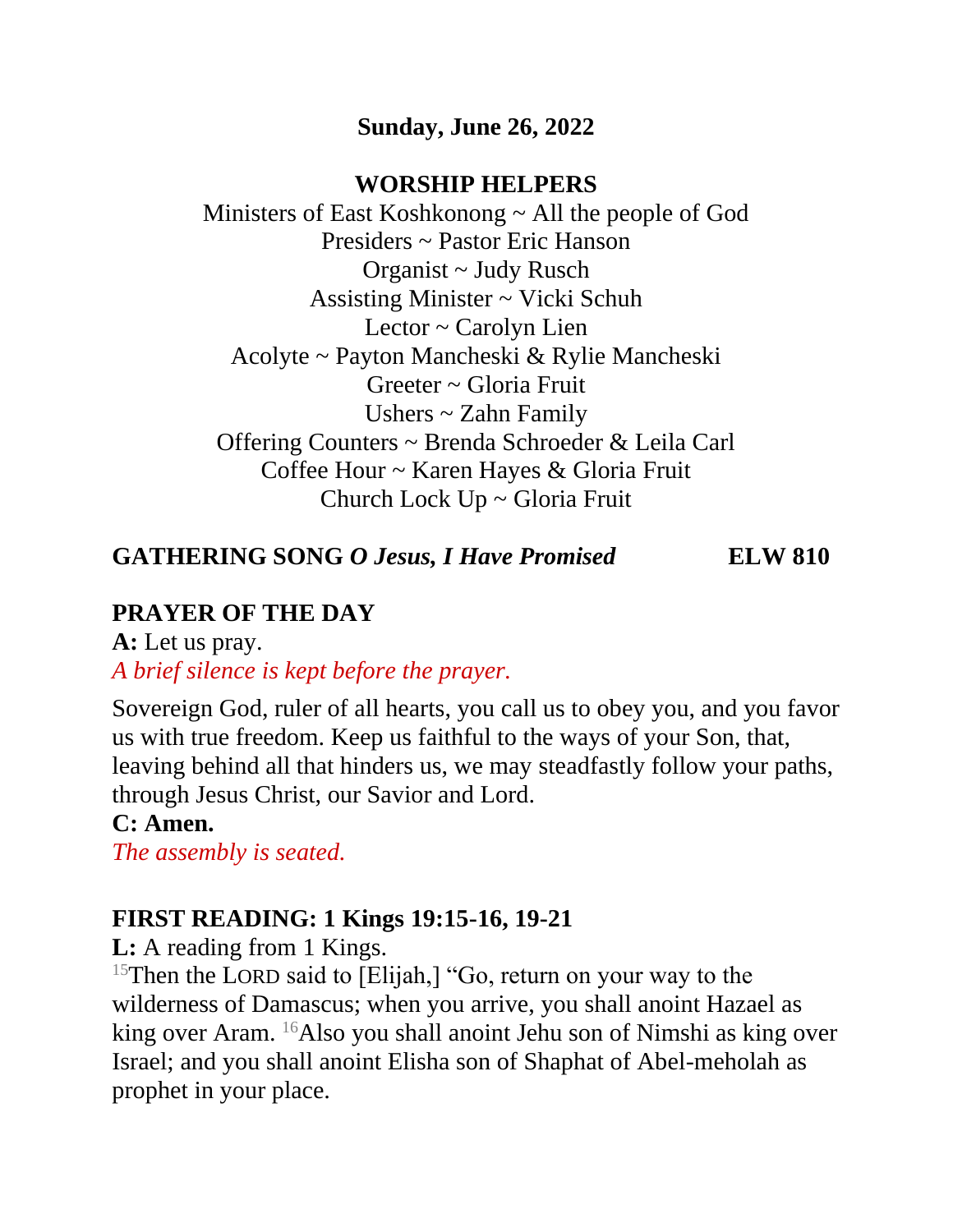**Sunday, June 26, 2022**

**WORSHIP HELPERS**

Ministers of East Koshkonong ~ All the people of God
Presiders ~ Pastor Eric Hanson
Organist ~ Judy Rusch
Assisting Minister ~ Vicki Schuh
Lector ~ Carolyn Lien
Acolyte ~ Payton Mancheski & Rylie Mancheski
Greeter ~ Gloria Fruit
Ushers ~ Zahn Family
Offering Counters ~ Brenda Schroeder & Leila Carl
Coffee Hour ~ Karen Hayes & Gloria Fruit
Church Lock Up ~ Gloria Fruit

**GATHERING SONG *O Jesus, I Have Promised*** **ELW 810**

**PRAYER OF THE DAY**

**A:** Let us pray.
*A brief silence is kept before the prayer.*

Sovereign God, ruler of all hearts, you call us to obey you, and you favor us with true freedom. Keep us faithful to the ways of your Son, that, leaving behind all that hinders us, we may steadfastly follow your paths, through Jesus Christ, our Savior and Lord.

**C: Amen.**

*The assembly is seated.*

**FIRST READING: 1 Kings 19:15-16, 19-21**

**L:** A reading from 1 Kings.

[15]Then the LORD said to [Elijah,] "Go, return on your way to the wilderness of Damascus; when you arrive, you shall anoint Hazael as king over Aram. [16]Also you shall anoint Jehu son of Nimshi as king over Israel; and you shall anoint Elisha son of Shaphat of Abel-meholah as prophet in your place.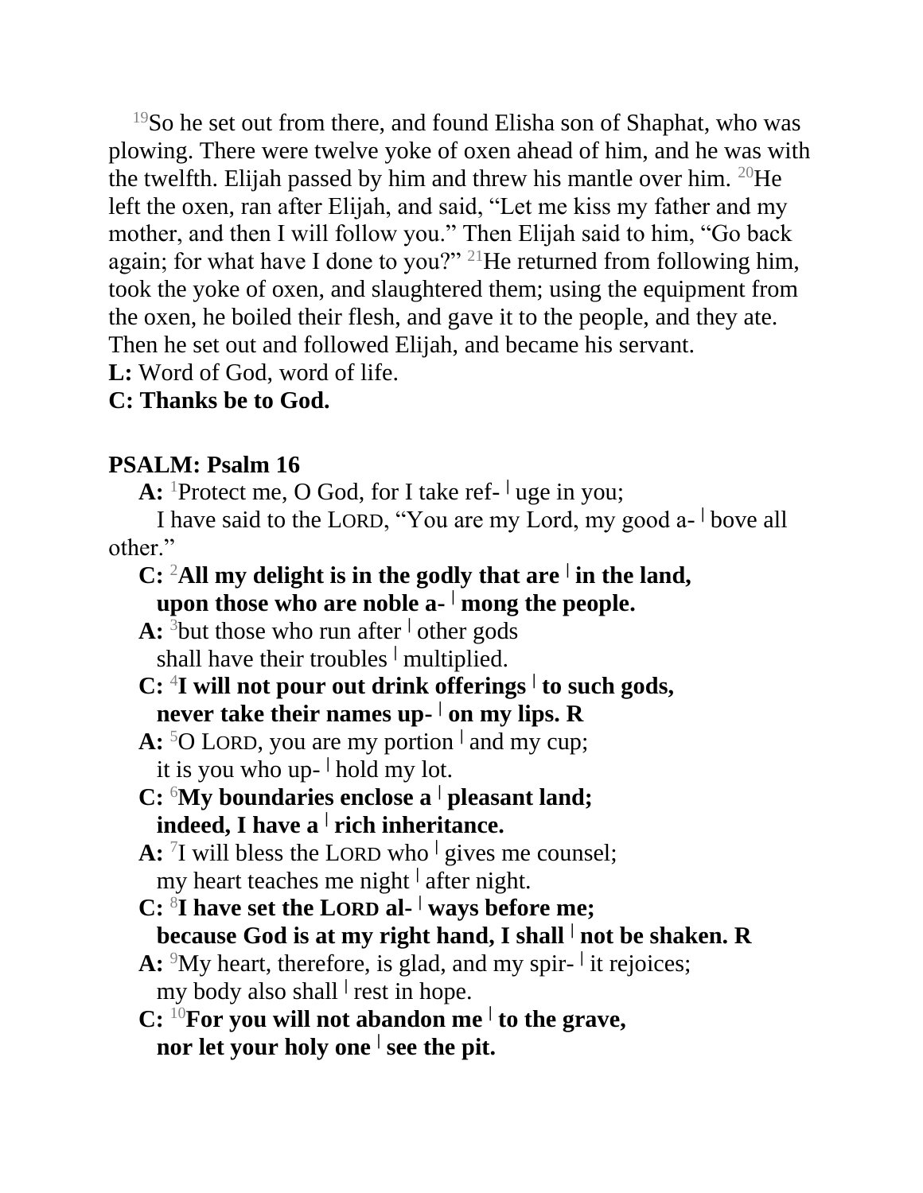[19]So he set out from there, and found Elisha son of Shaphat, who was plowing. There were twelve yoke of oxen ahead of him, and he was with the twelfth. Elijah passed by him and threw his mantle over him. [20]He left the oxen, ran after Elijah, and said, "Let me kiss my father and my mother, and then I will follow you." Then Elijah said to him, "Go back again; for what have I done to you?" [21]He returned from following him, took the yoke of oxen, and slaughtered them; using the equipment from the oxen, he boiled their flesh, and gave it to the people, and they ate. Then he set out and followed Elijah, and became his servant.

**L:** Word of God, word of life.

**C: Thanks be to God.**

**PSALM: Psalm 16**

**A:** [1]Protect me, O God, for I take ref- | uge in you;
I have said to the LORD, "You are my Lord, my good a- | bove all other."

**C: [2]All my delight is in the godly that are | in the land,
upon those who are noble a- | mong the people.**

**A:** [3]but those who run after | other gods
shall have their troubles | multiplied.

**C: [4]I will not pour out drink offerings | to such gods,
never take their names up- | on my lips. R**

**A:** [5]O LORD, you are my portion | and my cup;
it is you who up- | hold my lot.

**C: [6]My boundaries enclose a | pleasant land;
indeed, I have a | rich inheritance.**

**A:** [7]I will bless the LORD who | gives me counsel;
my heart teaches me night | after night.

**C: [8]I have set the LORD al- | ways before me;
because God is at my right hand, I shall | not be shaken. R**

**A:** [9]My heart, therefore, is glad, and my spir- | it rejoices;
my body also shall | rest in hope.

**C: [10]For you will not abandon me | to the grave,
nor let your holy one | see the pit.**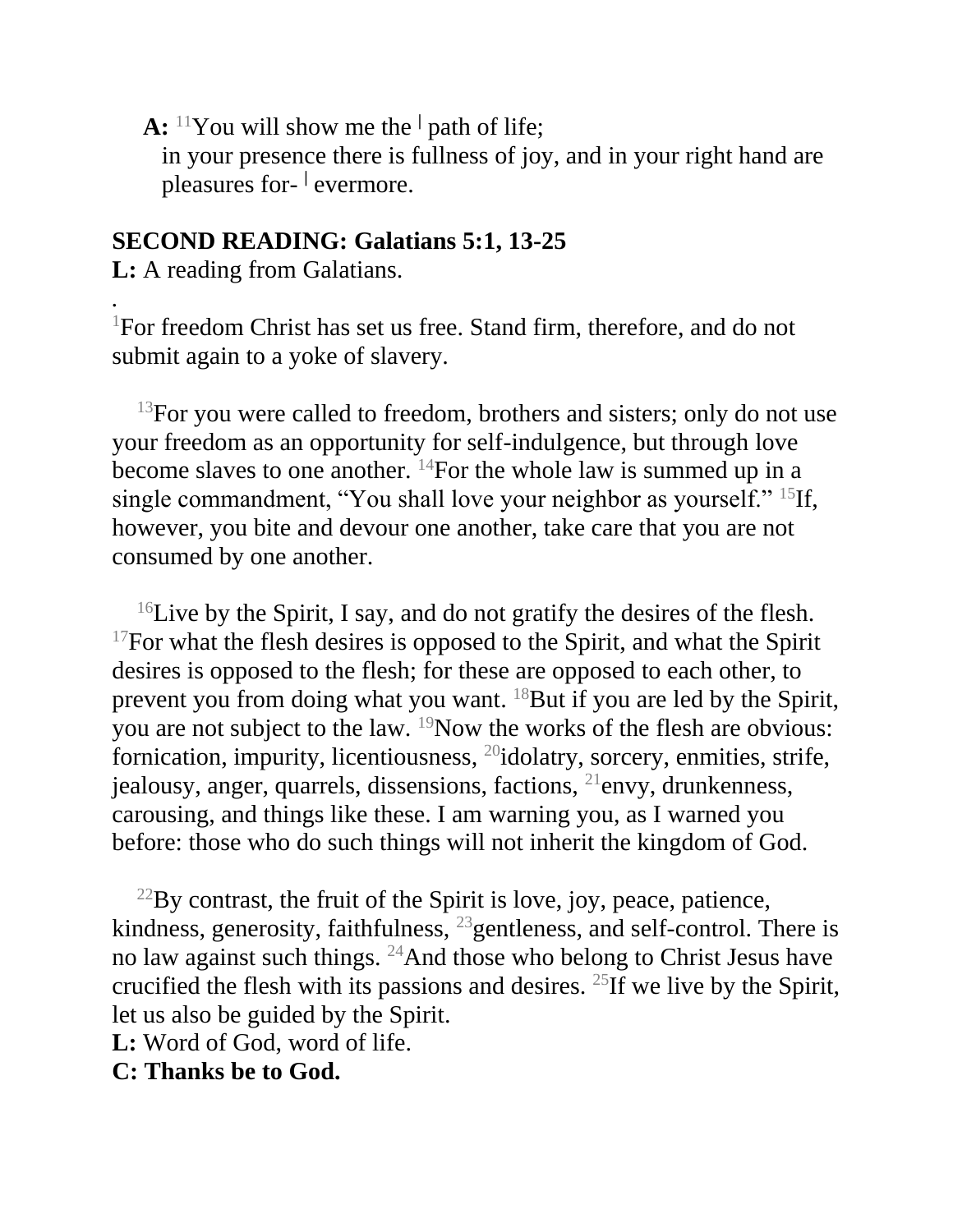**A:** [11]You will show me the | path of life;
in your presence there is fullness of joy, and in your right hand are pleasures for- | evermore.

**SECOND READING: Galatians 5:1, 13-25**
**L:** A reading from Galatians.
.
[1]For freedom Christ has set us free. Stand firm, therefore, and do not submit again to a yoke of slavery.

[13]For you were called to freedom, brothers and sisters; only do not use your freedom as an opportunity for self-indulgence, but through love become slaves to one another. [14]For the whole law is summed up in a single commandment, "You shall love your neighbor as yourself." [15]If, however, you bite and devour one another, take care that you are not consumed by one another.

[16]Live by the Spirit, I say, and do not gratify the desires of the flesh. [17]For what the flesh desires is opposed to the Spirit, and what the Spirit desires is opposed to the flesh; for these are opposed to each other, to prevent you from doing what you want. [18]But if you are led by the Spirit, you are not subject to the law. [19]Now the works of the flesh are obvious: fornication, impurity, licentiousness, [20]idolatry, sorcery, enmities, strife, jealousy, anger, quarrels, dissensions, factions, [21]envy, drunkenness, carousing, and things like these. I am warning you, as I warned you before: those who do such things will not inherit the kingdom of God.

[22]By contrast, the fruit of the Spirit is love, joy, peace, patience, kindness, generosity, faithfulness, [23]gentleness, and self-control. There is no law against such things. [24]And those who belong to Christ Jesus have crucified the flesh with its passions and desires. [25]If we live by the Spirit, let us also be guided by the Spirit.
**L:** Word of God, word of life.
**C: Thanks be to God.**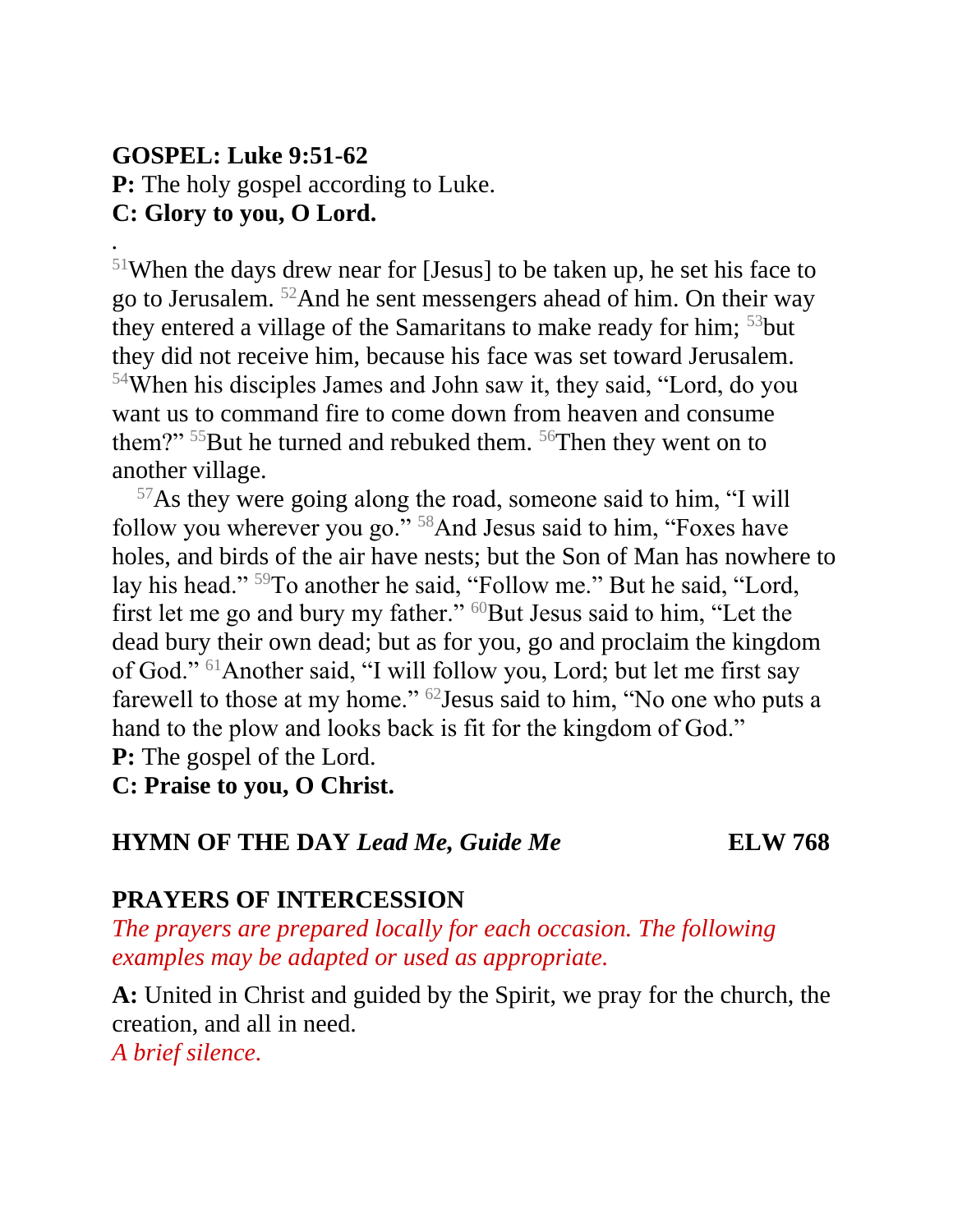**GOSPEL: Luke 9:51-62**
**P:** The holy gospel according to Luke.
**C: Glory to you, O Lord.**

.
[51]When the days drew near for [Jesus] to be taken up, he set his face to go to Jerusalem. [52]And he sent messengers ahead of him. On their way they entered a village of the Samaritans to make ready for him; [53]but they did not receive him, because his face was set toward Jerusalem. [54]When his disciples James and John saw it, they said, "Lord, do you want us to command fire to come down from heaven and consume them?" [55]But he turned and rebuked them. [56]Then they went on to another village.

[57]As they were going along the road, someone said to him, "I will follow you wherever you go." [58]And Jesus said to him, "Foxes have holes, and birds of the air have nests; but the Son of Man has nowhere to lay his head." [59]To another he said, "Follow me." But he said, "Lord, first let me go and bury my father." [60]But Jesus said to him, "Let the dead bury their own dead; but as for you, go and proclaim the kingdom of God." [61]Another said, "I will follow you, Lord; but let me first say farewell to those at my home." [62]Jesus said to him, "No one who puts a hand to the plow and looks back is fit for the kingdom of God."
**P:** The gospel of the Lord.
**C: Praise to you, O Christ.**

**HYMN OF THE DAY** ***Lead Me, Guide Me*** **ELW 768**

**PRAYERS OF INTERCESSION**
*The prayers are prepared locally for each occasion. The following examples may be adapted or used as appropriate.*

**A:** United in Christ and guided by the Spirit, we pray for the church, the creation, and all in need.
*A brief silence.*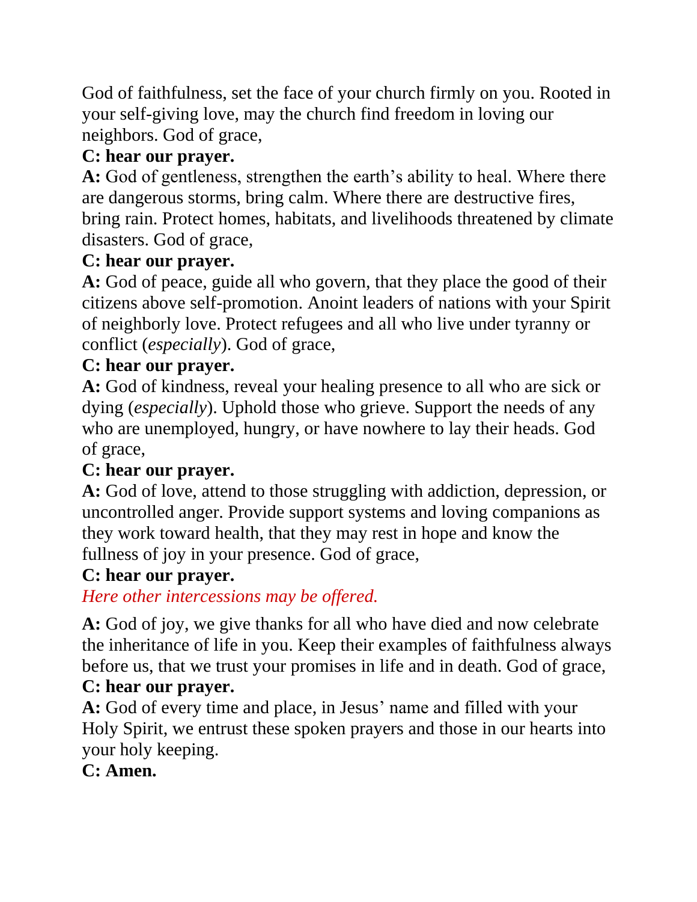God of faithfulness, set the face of your church firmly on you. Rooted in your self-giving love, may the church find freedom in loving our neighbors. God of grace,

**C: hear our prayer.**

**A:** God of gentleness, strengthen the earth's ability to heal. Where there are dangerous storms, bring calm. Where there are destructive fires, bring rain. Protect homes, habitats, and livelihoods threatened by climate disasters. God of grace,

**C: hear our prayer.**

**A:** God of peace, guide all who govern, that they place the good of their citizens above self-promotion. Anoint leaders of nations with your Spirit of neighborly love. Protect refugees and all who live under tyranny or conflict (*especially*). God of grace,

**C: hear our prayer.**

**A:** God of kindness, reveal your healing presence to all who are sick or dying (*especially*). Uphold those who grieve. Support the needs of any who are unemployed, hungry, or have nowhere to lay their heads. God of grace,

**C: hear our prayer.**

**A:** God of love, attend to those struggling with addiction, depression, or uncontrolled anger. Provide support systems and loving companions as they work toward health, that they may rest in hope and know the fullness of joy in your presence. God of grace,

**C: hear our prayer.**

*Here other intercessions may be offered.*

**A:** God of joy, we give thanks for all who have died and now celebrate the inheritance of life in you. Keep their examples of faithfulness always before us, that we trust your promises in life and in death. God of grace,

**C: hear our prayer.**

**A:** God of every time and place, in Jesus' name and filled with your Holy Spirit, we entrust these spoken prayers and those in our hearts into your holy keeping.

**C: Amen.**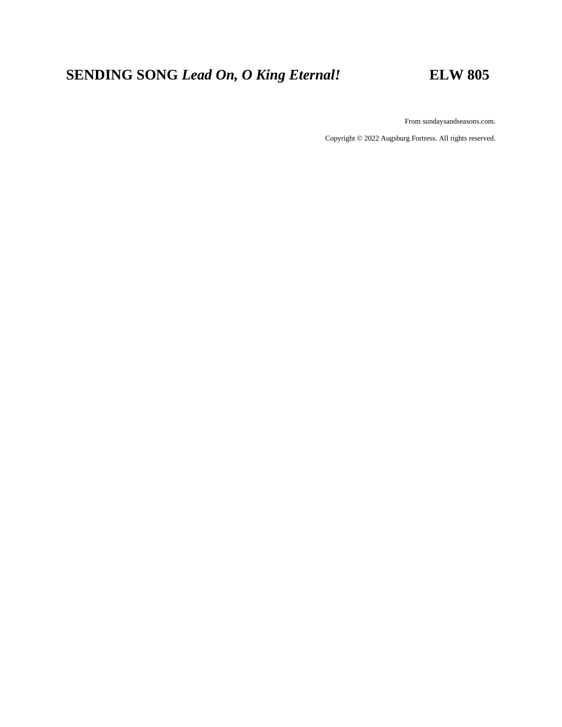**SENDING SONG** ***Lead On, O King Eternal!*** **ELW 805**

From sundaysandseasons.com.

Copyright © 2022 Augsburg Fortress. All rights reserved.